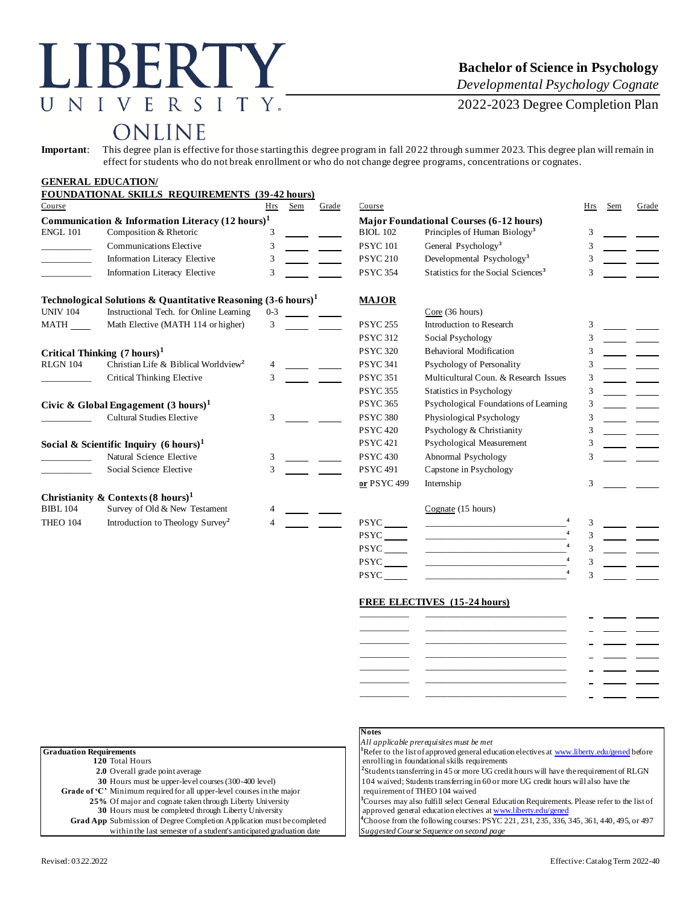# LIBERTY UNIVERSITY ONLINE

## Bachelor of Science in Psychology

*Developmental Psychology Cognate*

2022-2023 Degree Completion Plan

**Important**: This degree plan is effective for those starting this degree program in fall 2022 through summer 2023. This degree plan will remain in effect for students who do not break enrollment or who do not change degree programs, concentrations or cognates.

### GENERAL EDUCATION/ FOUNDATIONAL SKILLS REQUIREMENTS (39-42 hours)

| Course | | Hrs | Sem | Grade |
|---|---|---|---|---|
| **Communication & Information Literacy (12 hours)[1]** | | | | |
| ENGL 101 | Composition & Rhetoric | 3 | | |
| | Communications Elective | 3 | | |
| | Information Literacy Elective | 3 | | |
| | Information Literacy Elective | 3 | | |
| **Technological Solutions & Quantitative Reasoning (3-6 hours)[1]** | | | | |
| UNIV 104 | Instructional Tech. for Online Learning | 0-3 | | |
| MATH ___ | Math Elective (MATH 114 or higher) | 3 | | |
| **Critical Thinking (7 hours)[1]** | | | | |
| RLGN 104 | Christian Life & Biblical Worldview[2] | 4 | | |
| | Critical Thinking Elective | 3 | | |
| **Civic & Global Engagement (3 hours)[1]** | | | | |
| | Cultural Studies Elective | 3 | | |
| **Social & Scientific Inquiry (6 hours)[1]** | | | | |
| | Natural Science Elective | 3 | | |
| | Social Science Elective | 3 | | |
| **Christianity & Contexts (8 hours)[1]** | | | | |
| BIBL 104 | Survey of Old & New Testament | 4 | | |
| THEO 104 | Introduction to Theology Survey[2] | 4 | | |

| Course | | Hrs | Sem | Grade |
|---|---|---|---|---|
| **Major Foundational Courses (6-12 hours)** | | | | |
| BIOL 102 | Principles of Human Biology[3] | 3 | | |
| PSYC 101 | General Psychology[3] | 3 | | |
| PSYC 210 | Developmental Psychology[3] | 3 | | |
| PSYC 354 | Statistics for the Social Sciences[3] | 3 | | |
| **MAJOR** | | | | |
| | Core (36 hours) | | | |
| PSYC 255 | Introduction to Research | 3 | | |
| PSYC 312 | Social Psychology | 3 | | |
| PSYC 320 | Behavioral Modification | 3 | | |
| PSYC 341 | Psychology of Personality | 3 | | |
| PSYC 351 | Multicultural Coun. & Research Issues | 3 | | |
| PSYC 355 | Statistics in Psychology | 3 | | |
| PSYC 365 | Psychological Foundations of Learning | 3 | | |
| PSYC 380 | Physiological Psychology | 3 | | |
| PSYC 420 | Psychology & Christianity | 3 | | |
| PSYC 421 | Psychological Measurement | 3 | | |
| PSYC 430 | Abnormal Psychology | 3 | | |
| PSYC 491 | Capstone in Psychology | | | |
| or PSYC 499 | Internship | 3 | | |
| | Cognate (15 hours) | | | |
| PSYC ___ | ___[4] | 3 | | |
| PSYC ___ | ___[4] | 3 | | |
| PSYC ___ | ___[4] | 3 | | |
| PSYC ___ | ___[4] | 3 | | |
| PSYC ___ | ___[4] | 3 | | |

### FREE ELECTIVES (15-24 hours)

| Course | | Hrs | Sem | Grade |
|---|---|---|---|---|
| | | | | |
| | | | | |
| | | | | |
| | | | | |
| | | | | |
| | | | | |
| | | | | |

**Graduation Requirements**

- **120** Total Hours
- **2.0** Overall grade point average
- **30** Hours must be upper-level courses (300-400 level)
- **Grade of 'C'** Minimum required for all upper-level courses in the major
- **25%** Of major and cognate taken through Liberty University
- **30** Hours must be completed through Liberty University
- **Grad App** Submission of Degree Completion Application must be completed within the last semester of a student's anticipated graduation date

**Notes**

*All applicable prerequisites must be met*

[1] Refer to the list of approved general education electives at www.liberty.edu/gened before enrolling in foundational skills requirements

[2] Students transferring in 45 or more UG credit hours will have the requirement of RLGN 104 waived; Students transferring in 60 or more UG credit hours will also have the requirement of THEO 104 waived

[3] Courses may also fulfill select General Education Requirements. Please refer to the list of approved general education electives at www.liberty.edu/gened

[4] Choose from the following courses: PSYC 221, 231, 235, 336, 345, 361, 440, 495, or 497

*Suggested Course Sequence on second page*

Revised: 03.22.2022

Effective: Catalog Term 2022-40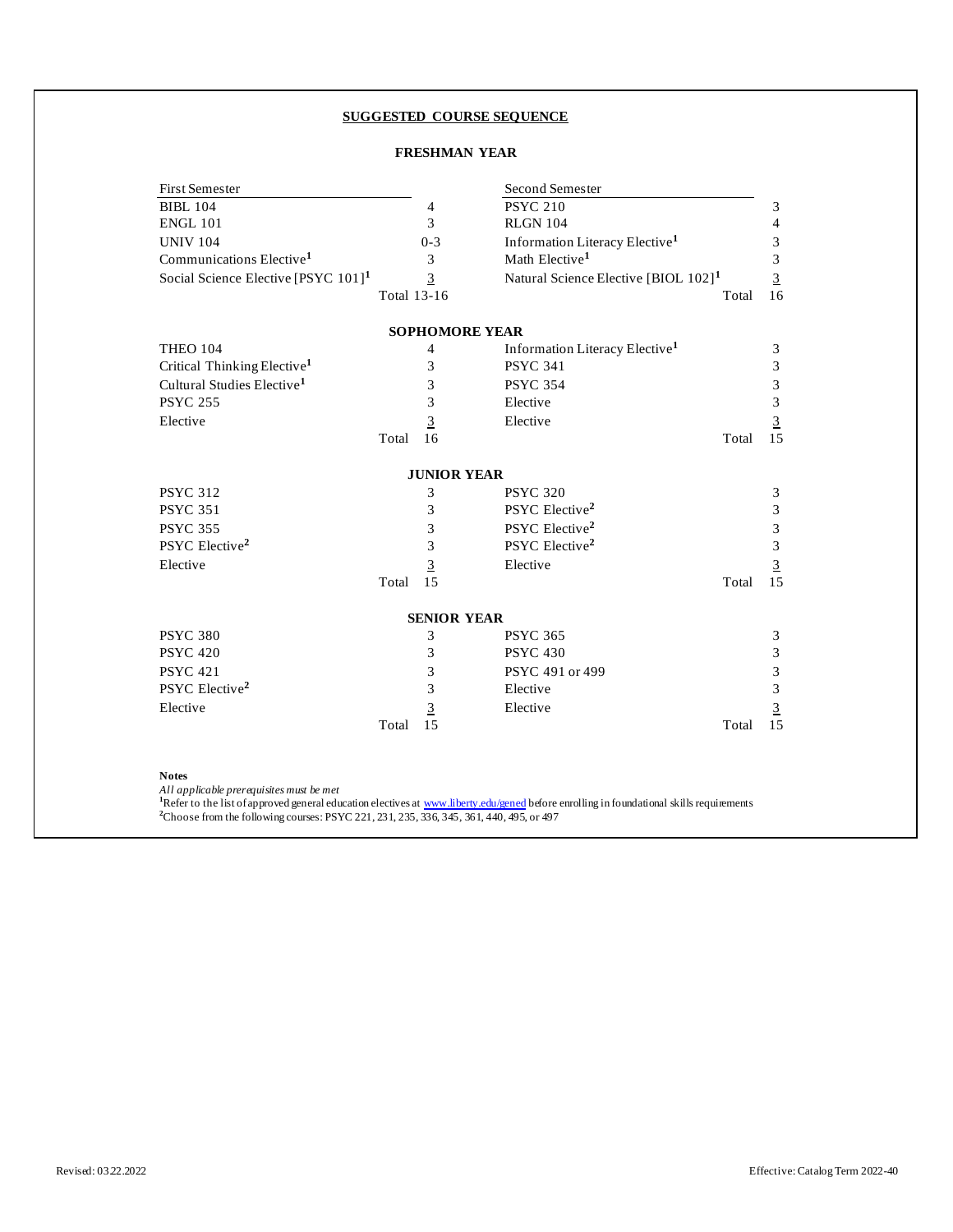## SUGGESTED COURSE SEQUENCE

### FRESHMAN YEAR

| First Semester | | Second Semester | |
|---|---|---|---|
| BIBL 104 | 4 | PSYC 210 | 3 |
| ENGL 101 | 3 | RLGN 104 | 4 |
| UNIV 104 | 0-3 | Information Literacy Elective[1] | 3 |
| Communications Elective[1] | 3 | Math Elective[1] | 3 |
| Social Science Elective [PSYC 101][1] | 3 | Natural Science Elective [BIOL 102][1] | 3 |
| | Total 13-16 | Total | 16 |

### SOPHOMORE YEAR

| | | | |
|---|---|---|---|
| THEO 104 | 4 | Information Literacy Elective[1] | 3 |
| Critical Thinking Elective[1] | 3 | PSYC 341 | 3 |
| Cultural Studies Elective[1] | 3 | PSYC 354 | 3 |
| PSYC 255 | 3 | Elective | 3 |
| Elective | 3 | Elective | 3 |
| Total | 16 | Total | 15 |

### JUNIOR YEAR

| | | | |
|---|---|---|---|
| PSYC 312 | 3 | PSYC 320 | 3 |
| PSYC 351 | 3 | PSYC Elective[2] | 3 |
| PSYC 355 | 3 | PSYC Elective[2] | 3 |
| PSYC Elective[2] | 3 | PSYC Elective[2] | 3 |
| Elective | 3 | Elective | 3 |
| Total | 15 | Total | 15 |

### SENIOR YEAR

| | | | |
|---|---|---|---|
| PSYC 380 | 3 | PSYC 365 | 3 |
| PSYC 420 | 3 | PSYC 430 | 3 |
| PSYC 421 | 3 | PSYC 491 or 499 | 3 |
| PSYC Elective[2] | 3 | Elective | 3 |
| Elective | 3 | Elective | 3 |
| Total | 15 | Total | 15 |

**Notes**

*All applicable prerequisites must be met*

[1]Refer to the list of approved general education electives at www.liberty.edu/gened before enrolling in foundational skills requirements

[2]Choose from the following courses: PSYC 221, 231, 235, 336, 345, 361, 440, 495, or 497

Revised: 03.22.2022

Effective: Catalog Term 2022-40